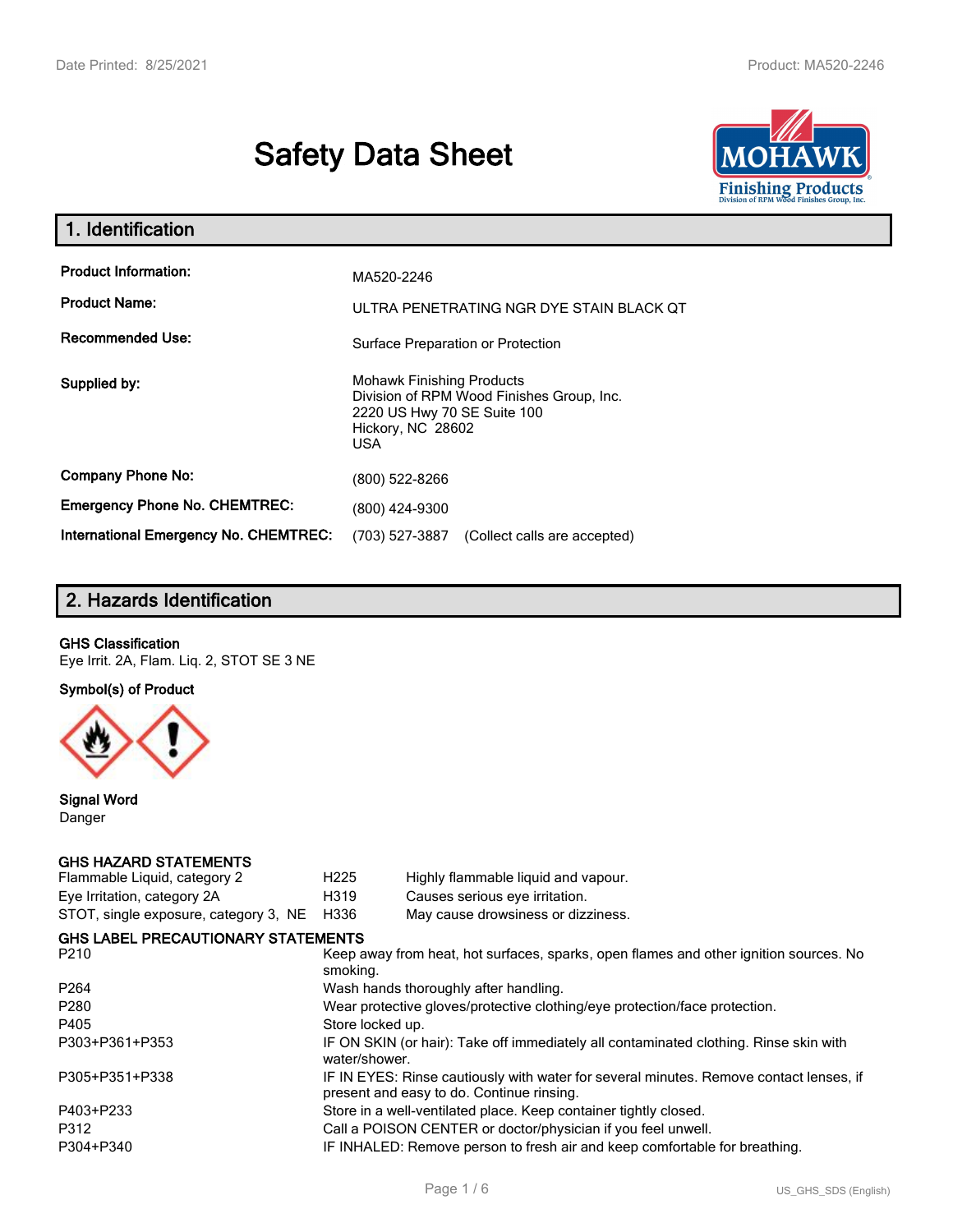# Safety Data Sheet

## 1. Identification

| | |
|---|---|
| **Product Information:** | MA520-2246 |
| **Product Name:** | ULTRA PENETRATING NGR DYE STAIN BLACK QT |
| **Recommended Use:** | Surface Preparation or Protection |
| **Supplied by:** | Mohawk Finishing Products<br>Division of RPM Wood Finishes Group, Inc.<br>2220 US Hwy 70 SE Suite 100<br>Hickory, NC 28602<br>USA |
| **Company Phone No:** | (800) 522-8266 |
| **Emergency Phone No. CHEMTREC:** | (800) 424-9300 |
| **International Emergency No. CHEMTREC:** | (703) 527-3887 (Collect calls are accepted) |

## 2. Hazards Identification

**GHS Classification**
Eye Irrit. 2A, Flam. Liq. 2, STOT SE 3 NE

**Symbol(s) of Product**

**Signal Word**
Danger

**GHS HAZARD STATEMENTS**

| | | |
|---|---|---|
| Flammable Liquid, category 2 | H225 | Highly flammable liquid and vapour. |
| Eye Irritation, category 2A | H319 | Causes serious eye irritation. |
| STOT, single exposure, category 3, NE | H336 | May cause drowsiness or dizziness. |

**GHS LABEL PRECAUTIONARY STATEMENTS**

| | |
|---|---|
| P210 | Keep away from heat, hot surfaces, sparks, open flames and other ignition sources. No smoking. |
| P264 | Wash hands thoroughly after handling. |
| P280 | Wear protective gloves/protective clothing/eye protection/face protection. |
| P405 | Store locked up. |
| P303+P361+P353 | IF ON SKIN (or hair): Take off immediately all contaminated clothing. Rinse skin with water/shower. |
| P305+P351+P338 | IF IN EYES: Rinse cautiously with water for several minutes. Remove contact lenses, if present and easy to do. Continue rinsing. |
| P403+P233 | Store in a well-ventilated place. Keep container tightly closed. |
| P312 | Call a POISON CENTER or doctor/physician if you feel unwell. |
| P304+P340 | IF INHALED: Remove person to fresh air and keep comfortable for breathing. |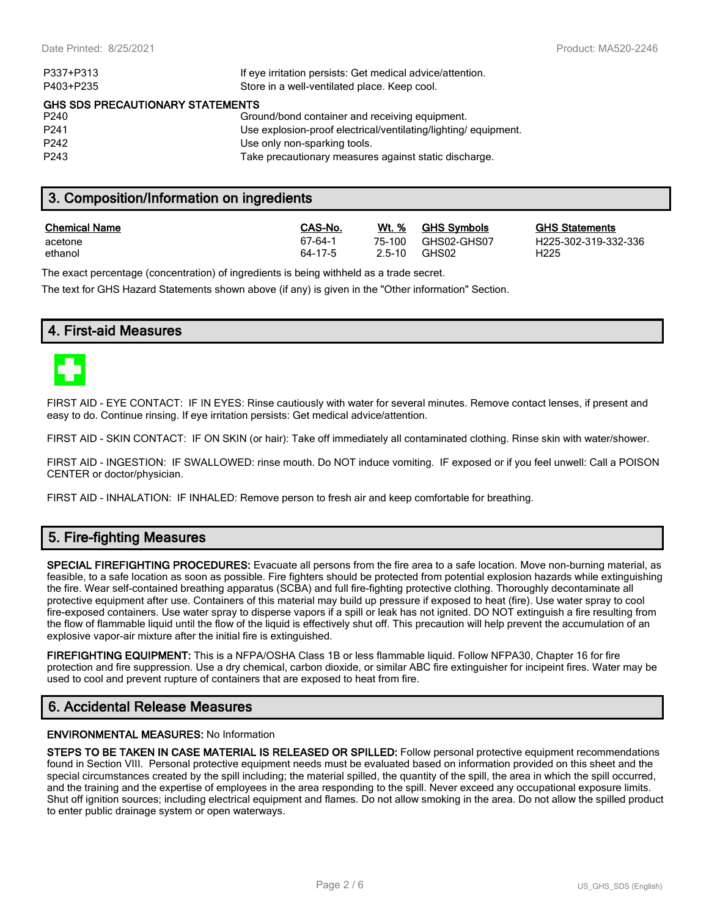| | |
|---|---|
| P337+P313 | If eye irritation persists: Get medical advice/attention. |
| P403+P235 | Store in a well-ventilated place. Keep cool. |

**GHS SDS PRECAUTIONARY STATEMENTS**

| | |
|---|---|
| P240 | Ground/bond container and receiving equipment. |
| P241 | Use explosion-proof electrical/ventilating/lighting/ equipment. |
| P242 | Use only non-sparking tools. |
| P243 | Take precautionary measures against static discharge. |

## 3. Composition/Information on ingredients

| Chemical Name | CAS-No. | Wt. % | GHS Symbols | GHS Statements |
|---|---|---|---|---|
| acetone | 67-64-1 | 75-100 | GHS02-GHS07 | H225-302-319-332-336 |
| ethanol | 64-17-5 | 2.5-10 | GHS02 | H225 |

The exact percentage (concentration) of ingredients is being withheld as a trade secret.

The text for GHS Hazard Statements shown above (if any) is given in the "Other information" Section.

## 4. First-aid Measures

FIRST AID - EYE CONTACT: IF IN EYES: Rinse cautiously with water for several minutes. Remove contact lenses, if present and easy to do. Continue rinsing. If eye irritation persists: Get medical advice/attention.

FIRST AID - SKIN CONTACT: IF ON SKIN (or hair): Take off immediately all contaminated clothing. Rinse skin with water/shower.

FIRST AID - INGESTION: IF SWALLOWED: rinse mouth. Do NOT induce vomiting. IF exposed or if you feel unwell: Call a POISON CENTER or doctor/physician.

FIRST AID - INHALATION: IF INHALED: Remove person to fresh air and keep comfortable for breathing.

## 5. Fire-fighting Measures

**SPECIAL FIREFIGHTING PROCEDURES:** Evacuate all persons from the fire area to a safe location. Move non-burning material, as feasible, to a safe location as soon as possible. Fire fighters should be protected from potential explosion hazards while extinguishing the fire. Wear self-contained breathing apparatus (SCBA) and full fire-fighting protective clothing. Thoroughly decontaminate all protective equipment after use. Containers of this material may build up pressure if exposed to heat (fire). Use water spray to cool fire-exposed containers. Use water spray to disperse vapors if a spill or leak has not ignited. DO NOT extinguish a fire resulting from the flow of flammable liquid until the flow of the liquid is effectively shut off. This precaution will help prevent the accumulation of an explosive vapor-air mixture after the initial fire is extinguished.

**FIREFIGHTING EQUIPMENT:** This is a NFPA/OSHA Class 1B or less flammable liquid. Follow NFPA30, Chapter 16 for fire protection and fire suppression. Use a dry chemical, carbon dioxide, or similar ABC fire extinguisher for incipeint fires. Water may be used to cool and prevent rupture of containers that are exposed to heat from fire.

## 6. Accidental Release Measures

**ENVIRONMENTAL MEASURES:** No Information

**STEPS TO BE TAKEN IN CASE MATERIAL IS RELEASED OR SPILLED:** Follow personal protective equipment recommendations found in Section VIII. Personal protective equipment needs must be evaluated based on information provided on this sheet and the special circumstances created by the spill including; the material spilled, the quantity of the spill, the area in which the spill occurred, and the training and the expertise of employees in the area responding to the spill. Never exceed any occupational exposure limits. Shut off ignition sources; including electrical equipment and flames. Do not allow smoking in the area. Do not allow the spilled product to enter public drainage system or open waterways.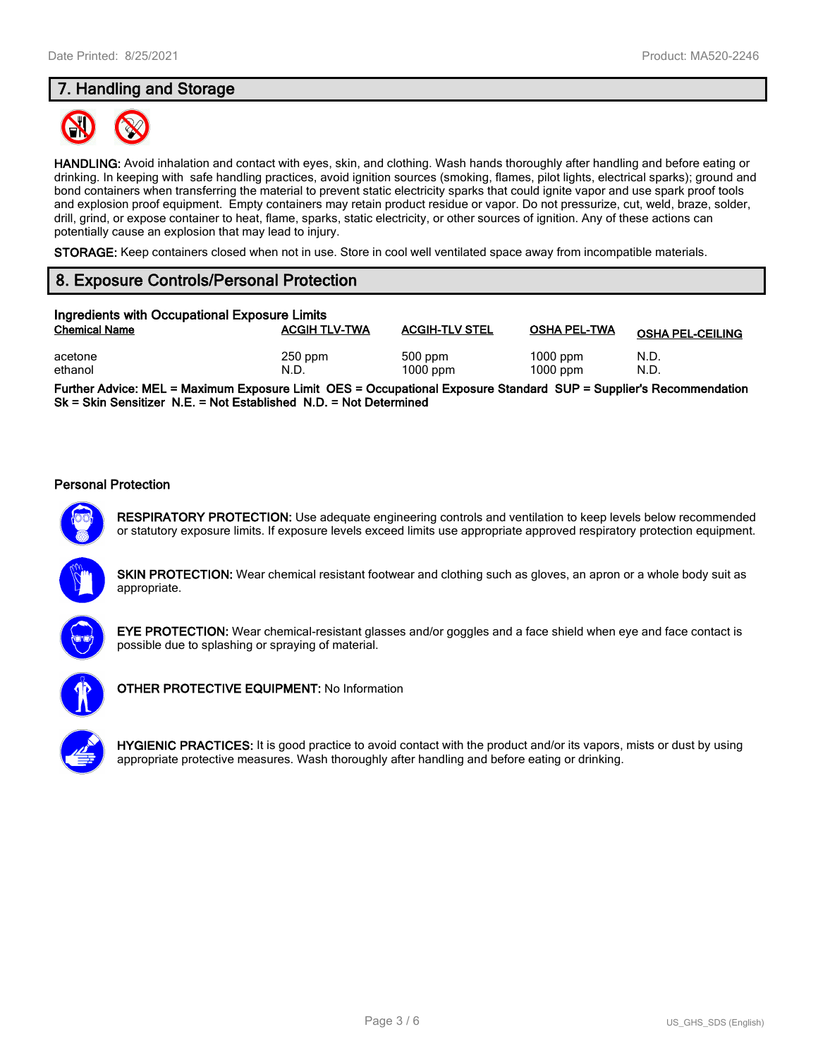## 7. Handling and Storage

**HANDLING:** Avoid inhalation and contact with eyes, skin, and clothing. Wash hands thoroughly after handling and before eating or drinking. In keeping with safe handling practices, avoid ignition sources (smoking, flames, pilot lights, electrical sparks); ground and bond containers when transferring the material to prevent static electricity sparks that could ignite vapor and use spark proof tools and explosion proof equipment. Empty containers may retain product residue or vapor. Do not pressurize, cut, weld, braze, solder, drill, grind, or expose container to heat, flame, sparks, static electricity, or other sources of ignition. Any of these actions can potentially cause an explosion that may lead to injury.

**STORAGE:** Keep containers closed when not in use. Store in cool well ventilated space away from incompatible materials.

## 8. Exposure Controls/Personal Protection

### Ingredients with Occupational Exposure Limits

| Chemical Name | ACGIH TLV-TWA | ACGIH-TLV STEL | OSHA PEL-TWA | OSHA PEL-CEILING |
|---|---|---|---|---|
| acetone | 250 ppm | 500 ppm | 1000 ppm | N.D. |
| ethanol | N.D. | 1000 ppm | 1000 ppm | N.D. |

**Further Advice: MEL = Maximum Exposure Limit OES = Occupational Exposure Standard SUP = Supplier's Recommendation Sk = Skin Sensitizer N.E. = Not Established N.D. = Not Determined**

### Personal Protection

**RESPIRATORY PROTECTION:** Use adequate engineering controls and ventilation to keep levels below recommended or statutory exposure limits. If exposure levels exceed limits use appropriate approved respiratory protection equipment.

**SKIN PROTECTION:** Wear chemical resistant footwear and clothing such as gloves, an apron or a whole body suit as appropriate.

**EYE PROTECTION:** Wear chemical-resistant glasses and/or goggles and a face shield when eye and face contact is possible due to splashing or spraying of material.

**OTHER PROTECTIVE EQUIPMENT:** No Information

**HYGIENIC PRACTICES:** It is good practice to avoid contact with the product and/or its vapors, mists or dust by using appropriate protective measures. Wash thoroughly after handling and before eating or drinking.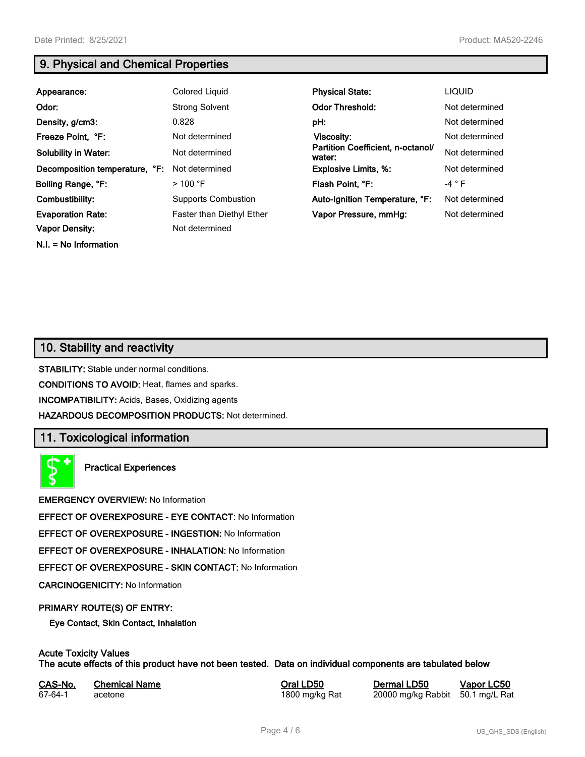## 9. Physical and Chemical Properties

| | | | |
|---|---|---|---|
| **Appearance:** | Colored Liquid | **Physical State:** | LIQUID |
| **Odor:** | Strong Solvent | **Odor Threshold:** | Not determined |
| **Density, g/cm3:** | 0.828 | **pH:** | Not determined |
| **Freeze Point, °F:** | Not determined | **Viscosity:** | Not determined |
| **Solubility in Water:** | Not determined | **Partition Coefficient, n-octanol/ water:** | Not determined |
| **Decomposition temperature, °F:** | Not determined | **Explosive Limits, %:** | Not determined |
| **Boiling Range, °F:** | > 100 °F | **Flash Point, °F:** | -4 ° F |
| **Combustibility:** | Supports Combustion | **Auto-Ignition Temperature, °F:** | Not determined |
| **Evaporation Rate:** | Faster than Diethyl Ether | **Vapor Pressure, mmHg:** | Not determined |
| **Vapor Density:** | Not determined | | |

**N.I. = No Information**

## 10. Stability and reactivity

**STABILITY:** Stable under normal conditions.

**CONDITIONS TO AVOID:** Heat, flames and sparks.

**INCOMPATIBILITY:** Acids, Bases, Oxidizing agents

**HAZARDOUS DECOMPOSITION PRODUCTS:** Not determined.

## 11. Toxicological information

**Practical Experiences**

**EMERGENCY OVERVIEW:** No Information

**EFFECT OF OVEREXPOSURE - EYE CONTACT:** No Information

**EFFECT OF OVEREXPOSURE - INGESTION:** No Information

**EFFECT OF OVEREXPOSURE - INHALATION:** No Information

**EFFECT OF OVEREXPOSURE - SKIN CONTACT:** No Information

**CARCINOGENICITY:** No Information

**PRIMARY ROUTE(S) OF ENTRY:**

**Eye Contact, Skin Contact, Inhalation**

**Acute Toxicity Values**
**The acute effects of this product have not been tested. Data on individual components are tabulated below**

| CAS-No. | Chemical Name | Oral LD50 | Dermal LD50 | Vapor LC50 |
|---|---|---|---|---|
| 67-64-1 | acetone | 1800 mg/kg Rat | 20000 mg/kg Rabbit | 50.1 mg/L Rat |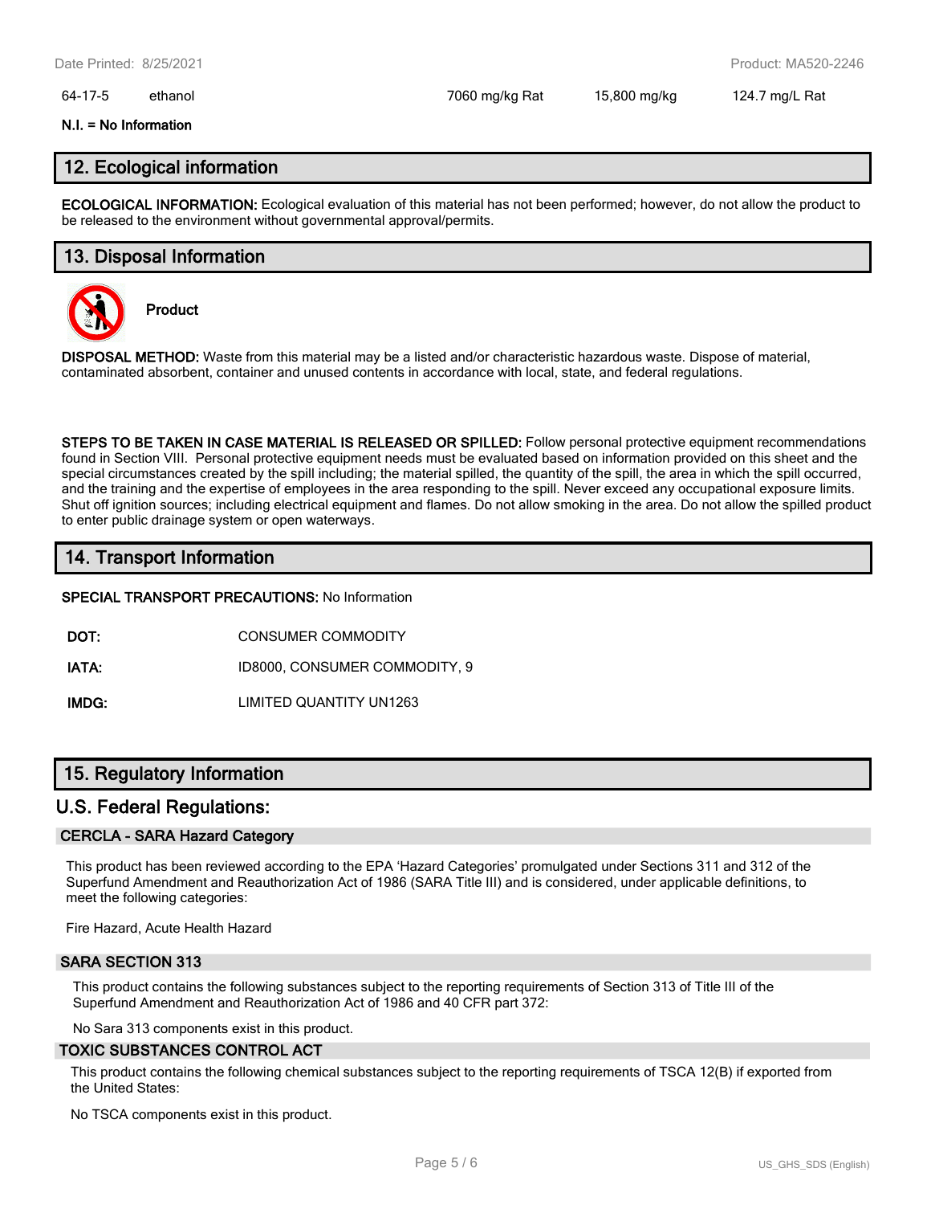| 64-17-5 | ethanol | 7060 mg/kg Rat | 15,800 mg/kg | 124.7 mg/L Rat |
|---|---|---|---|---|

**N.I. = No Information**

## 12. Ecological information

**ECOLOGICAL INFORMATION:** Ecological evaluation of this material has not been performed; however, do not allow the product to be released to the environment without governmental approval/permits.

## 13. Disposal Information

**Product**

**DISPOSAL METHOD:** Waste from this material may be a listed and/or characteristic hazardous waste. Dispose of material, contaminated absorbent, container and unused contents in accordance with local, state, and federal regulations.

**STEPS TO BE TAKEN IN CASE MATERIAL IS RELEASED OR SPILLED:** Follow personal protective equipment recommendations found in Section VIII. Personal protective equipment needs must be evaluated based on information provided on this sheet and the special circumstances created by the spill including; the material spilled, the quantity of the spill, the area in which the spill occurred, and the training and the expertise of employees in the area responding to the spill. Never exceed any occupational exposure limits. Shut off ignition sources; including electrical equipment and flames. Do not allow smoking in the area. Do not allow the spilled product to enter public drainage system or open waterways.

## 14. Transport Information

**SPECIAL TRANSPORT PRECAUTIONS:** No Information

| | |
|---|---|
| **DOT:** | CONSUMER COMMODITY |
| **IATA:** | ID8000, CONSUMER COMMODITY, 9 |
| **IMDG:** | LIMITED QUANTITY UN1263 |

## 15. Regulatory Information

### U.S. Federal Regulations:

#### CERCLA - SARA Hazard Category

This product has been reviewed according to the EPA 'Hazard Categories' promulgated under Sections 311 and 312 of the Superfund Amendment and Reauthorization Act of 1986 (SARA Title III) and is considered, under applicable definitions, to meet the following categories:

Fire Hazard, Acute Health Hazard

#### SARA SECTION 313

This product contains the following substances subject to the reporting requirements of Section 313 of Title III of the Superfund Amendment and Reauthorization Act of 1986 and 40 CFR part 372:

No Sara 313 components exist in this product.

#### TOXIC SUBSTANCES CONTROL ACT

This product contains the following chemical substances subject to the reporting requirements of TSCA 12(B) if exported from the United States:

No TSCA components exist in this product.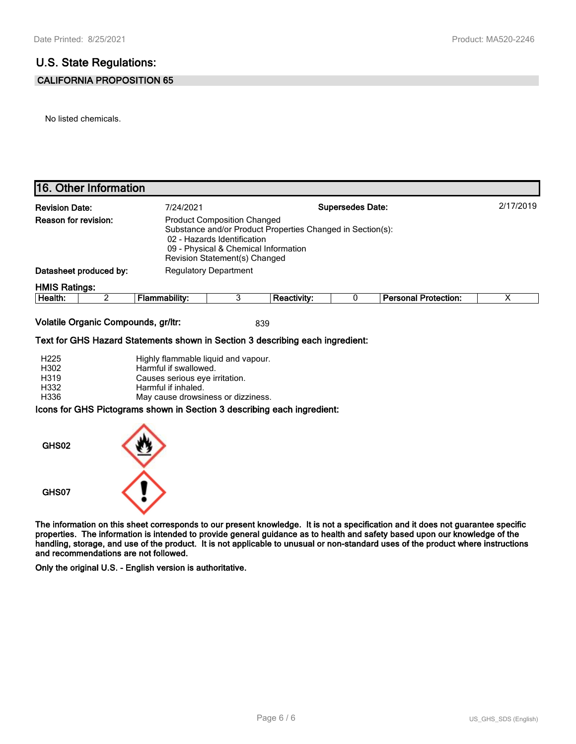## U.S. State Regulations:

### CALIFORNIA PROPOSITION 65

No listed chemicals.

## 16. Other Information

**Revision Date:** 7/24/2021 **Supersedes Date:** 2/17/2019

**Reason for revision:** Product Composition Changed
Substance and/or Product Properties Changed in Section(s):
02 - Hazards Identification
09 - Physical & Chemical Information
Revision Statement(s) Changed

**Datasheet produced by:** Regulatory Department

**HMIS Ratings:**

| | | | | | | | |
|---|---|---|---|---|---|---|---|
| **Health:** | 2 | **Flammability:** | 3 | **Reactivity:** | 0 | **Personal Protection:** | X |

**Volatile Organic Compounds, gr/ltr:** 839

**Text for GHS Hazard Statements shown in Section 3 describing each ingredient:**

| | |
|---|---|
| H225 | Highly flammable liquid and vapour. |
| H302 | Harmful if swallowed. |
| H319 | Causes serious eye irritation. |
| H332 | Harmful if inhaled. |
| H336 | May cause drowsiness or dizziness. |

**Icons for GHS Pictograms shown in Section 3 describing each ingredient:**

GHS02

GHS07

**The information on this sheet corresponds to our present knowledge. It is not a specification and it does not guarantee specific properties. The information is intended to provide general guidance as to health and safety based upon our knowledge of the handling, storage, and use of the product. It is not applicable to unusual or non-standard uses of the product where instructions and recommendations are not followed.**

**Only the original U.S. - English version is authoritative.**